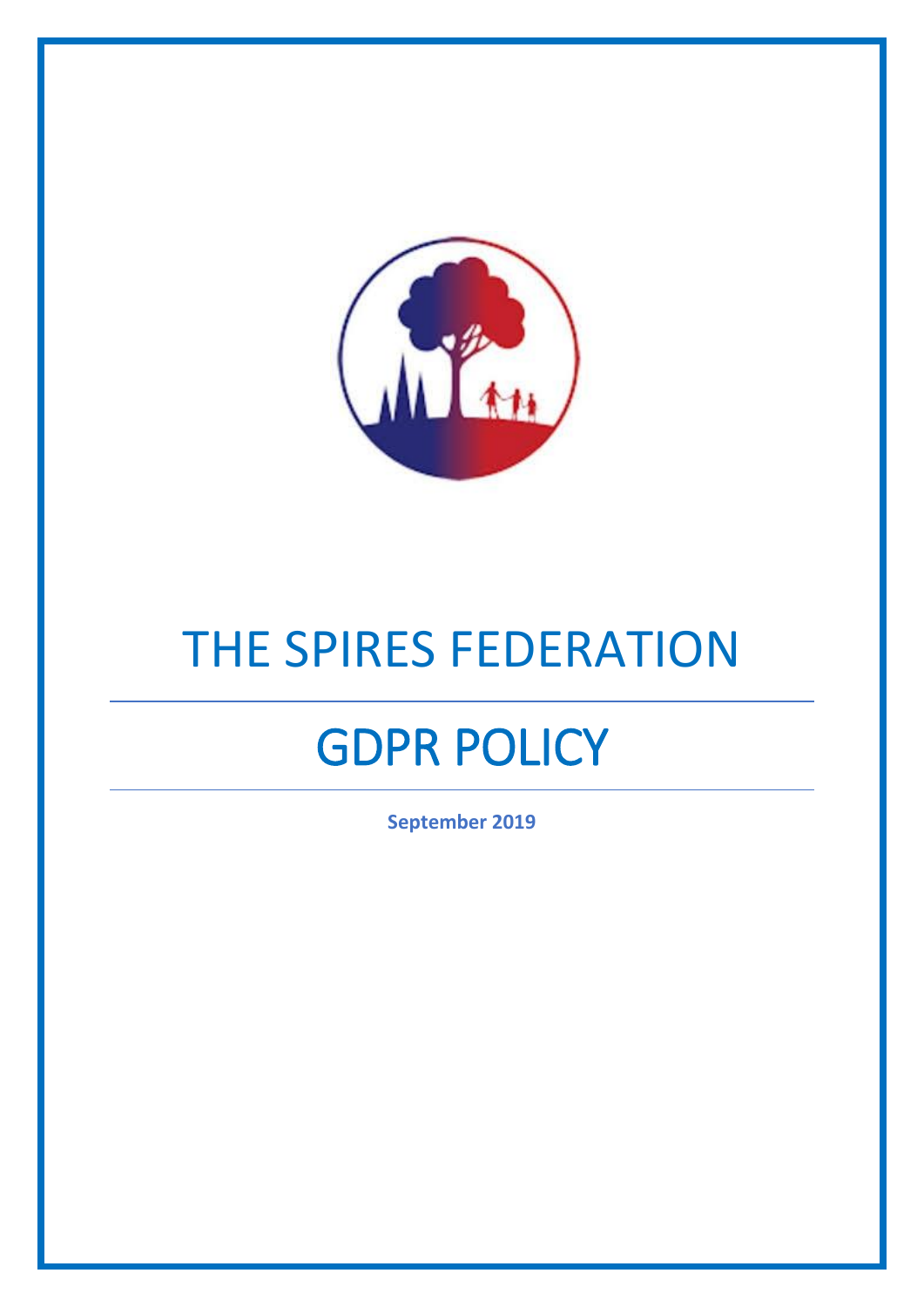# THE SPIRES FEDERATION

# GDPR POLICY

**September 2019**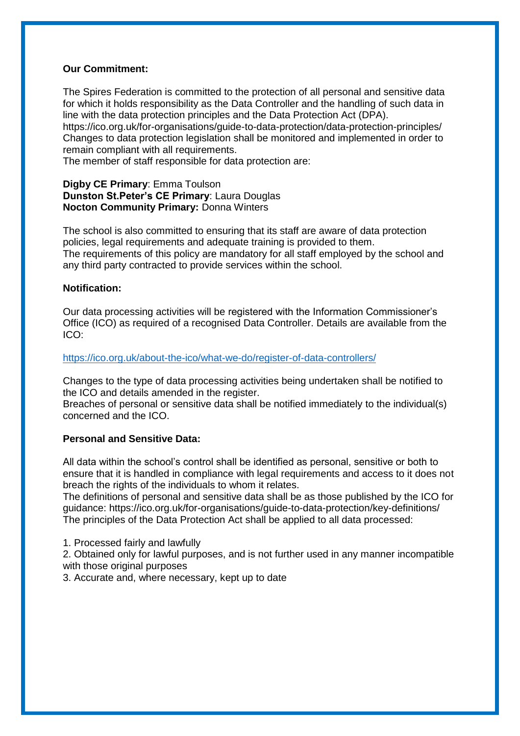**Our Commitment:**

The Spires Federation is committed to the protection of all personal and sensitive data for which it holds responsibility as the Data Controller and the handling of such data in line with the data protection principles and the Data Protection Act (DPA).
https://ico.org.uk/for-organisations/guide-to-data-protection/data-protection-principles/
Changes to data protection legislation shall be monitored and implemented in order to remain compliant with all requirements.
The member of staff responsible for data protection are:

**Digby CE Primary**: Emma Toulson
**Dunston St.Peter's CE Primary**: Laura Douglas
**Nocton Community Primary:** Donna Winters

The school is also committed to ensuring that its staff are aware of data protection policies, legal requirements and adequate training is provided to them.
The requirements of this policy are mandatory for all staff employed by the school and any third party contracted to provide services within the school.

**Notification:**

Our data processing activities will be registered with the Information Commissioner's Office (ICO) as required of a recognised Data Controller. Details are available from the ICO:

https://ico.org.uk/about-the-ico/what-we-do/register-of-data-controllers/

Changes to the type of data processing activities being undertaken shall be notified to the ICO and details amended in the register.
Breaches of personal or sensitive data shall be notified immediately to the individual(s) concerned and the ICO.

**Personal and Sensitive Data:**

All data within the school's control shall be identified as personal, sensitive or both to ensure that it is handled in compliance with legal requirements and access to it does not breach the rights of the individuals to whom it relates.
The definitions of personal and sensitive data shall be as those published by the ICO for guidance: https://ico.org.uk/for-organisations/guide-to-data-protection/key-definitions/
The principles of the Data Protection Act shall be applied to all data processed:

1. Processed fairly and lawfully
2. Obtained only for lawful purposes, and is not further used in any manner incompatible with those original purposes
3. Accurate and, where necessary, kept up to date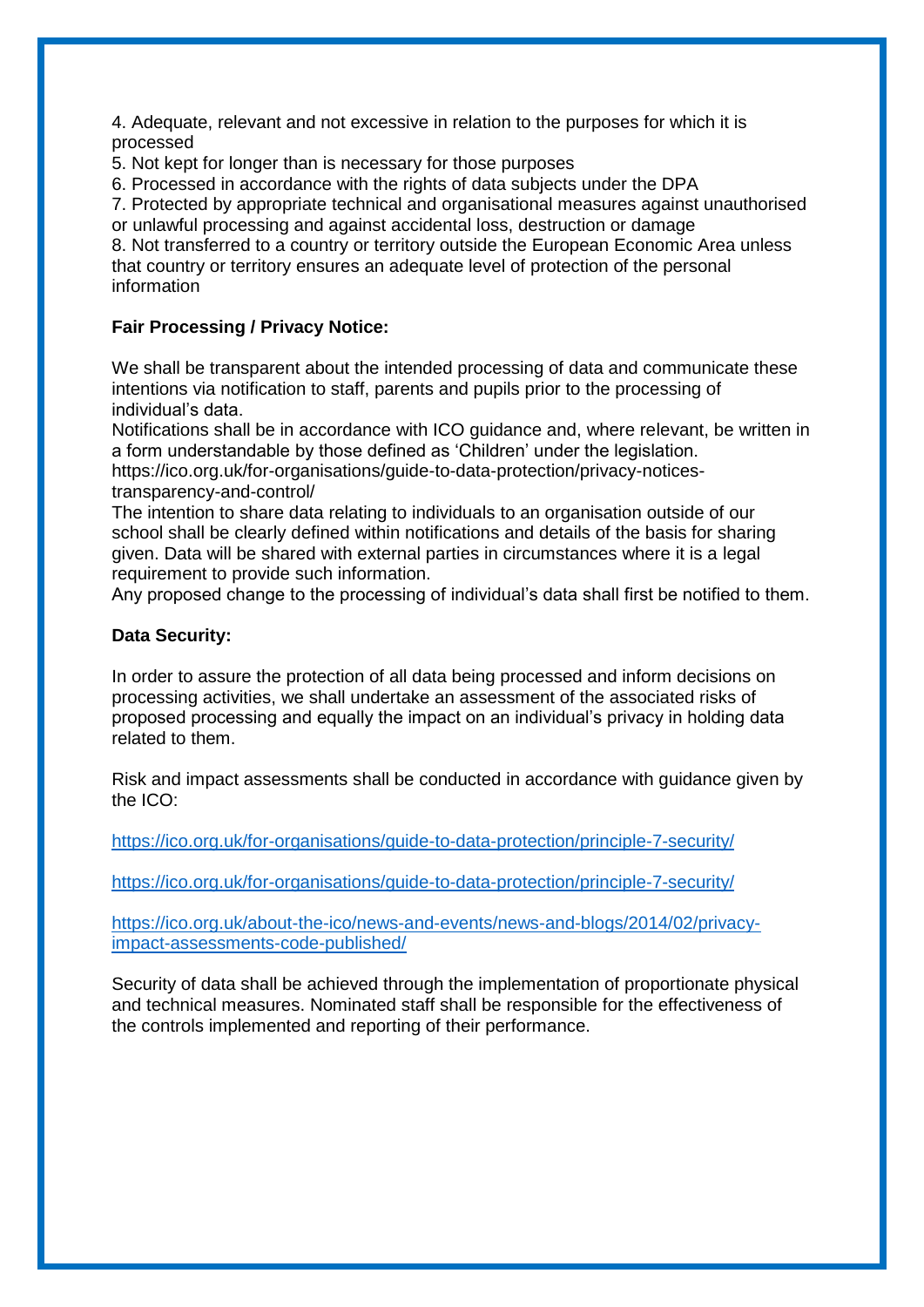4. Adequate, relevant and not excessive in relation to the purposes for which it is processed
5. Not kept for longer than is necessary for those purposes
6. Processed in accordance with the rights of data subjects under the DPA
7. Protected by appropriate technical and organisational measures against unauthorised or unlawful processing and against accidental loss, destruction or damage
8. Not transferred to a country or territory outside the European Economic Area unless that country or territory ensures an adequate level of protection of the personal information

**Fair Processing / Privacy Notice:**

We shall be transparent about the intended processing of data and communicate these intentions via notification to staff, parents and pupils prior to the processing of individual's data.
Notifications shall be in accordance with ICO guidance and, where relevant, be written in a form understandable by those defined as 'Children' under the legislation.
https://ico.org.uk/for-organisations/guide-to-data-protection/privacy-notices-transparency-and-control/
The intention to share data relating to individuals to an organisation outside of our school shall be clearly defined within notifications and details of the basis for sharing given. Data will be shared with external parties in circumstances where it is a legal requirement to provide such information.
Any proposed change to the processing of individual's data shall first be notified to them.

**Data Security:**

In order to assure the protection of all data being processed and inform decisions on processing activities, we shall undertake an assessment of the associated risks of proposed processing and equally the impact on an individual's privacy in holding data related to them.

Risk and impact assessments shall be conducted in accordance with guidance given by the ICO:

https://ico.org.uk/for-organisations/guide-to-data-protection/principle-7-security/

https://ico.org.uk/for-organisations/guide-to-data-protection/principle-7-security/

https://ico.org.uk/about-the-ico/news-and-events/news-and-blogs/2014/02/privacy-impact-assessments-code-published/

Security of data shall be achieved through the implementation of proportionate physical and technical measures. Nominated staff shall be responsible for the effectiveness of the controls implemented and reporting of their performance.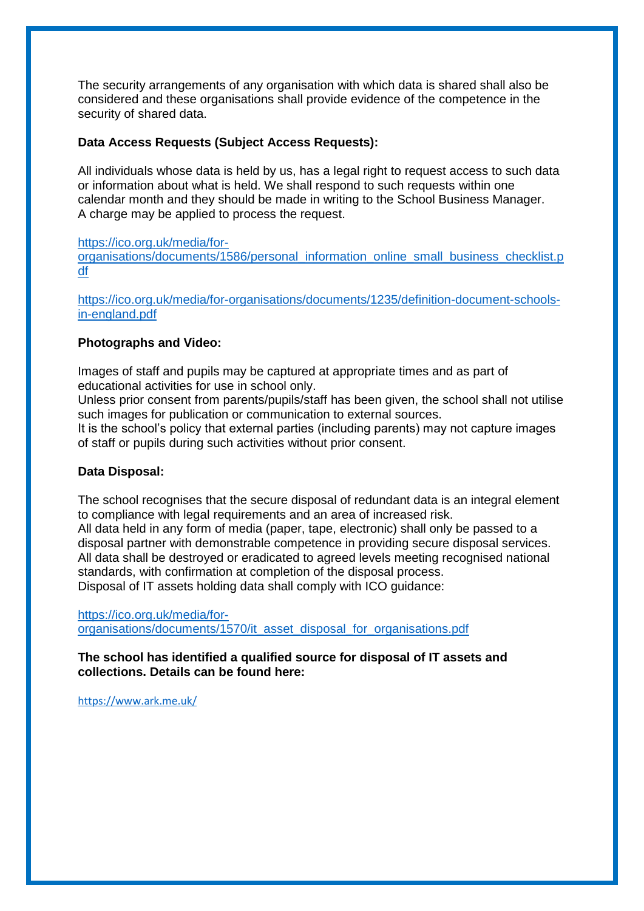The security arrangements of any organisation with which data is shared shall also be considered and these organisations shall provide evidence of the competence in the security of shared data.

**Data Access Requests (Subject Access Requests):**

All individuals whose data is held by us, has a legal right to request access to such data or information about what is held. We shall respond to such requests within one calendar month and they should be made in writing to the School Business Manager. A charge may be applied to process the request.

https://ico.org.uk/media/for-organisations/documents/1586/personal_information_online_small_business_checklist.pdf

https://ico.org.uk/media/for-organisations/documents/1235/definition-document-schools-in-england.pdf

**Photographs and Video:**

Images of staff and pupils may be captured at appropriate times and as part of educational activities for use in school only.
Unless prior consent from parents/pupils/staff has been given, the school shall not utilise such images for publication or communication to external sources.
It is the school's policy that external parties (including parents) may not capture images of staff or pupils during such activities without prior consent.

**Data Disposal:**

The school recognises that the secure disposal of redundant data is an integral element to compliance with legal requirements and an area of increased risk.
All data held in any form of media (paper, tape, electronic) shall only be passed to a disposal partner with demonstrable competence in providing secure disposal services.
All data shall be destroyed or eradicated to agreed levels meeting recognised national standards, with confirmation at completion of the disposal process.
Disposal of IT assets holding data shall comply with ICO guidance:

https://ico.org.uk/media/for-organisations/documents/1570/it_asset_disposal_for_organisations.pdf

**The school has identified a qualified source for disposal of IT assets and collections. Details can be found here:**

https://www.ark.me.uk/